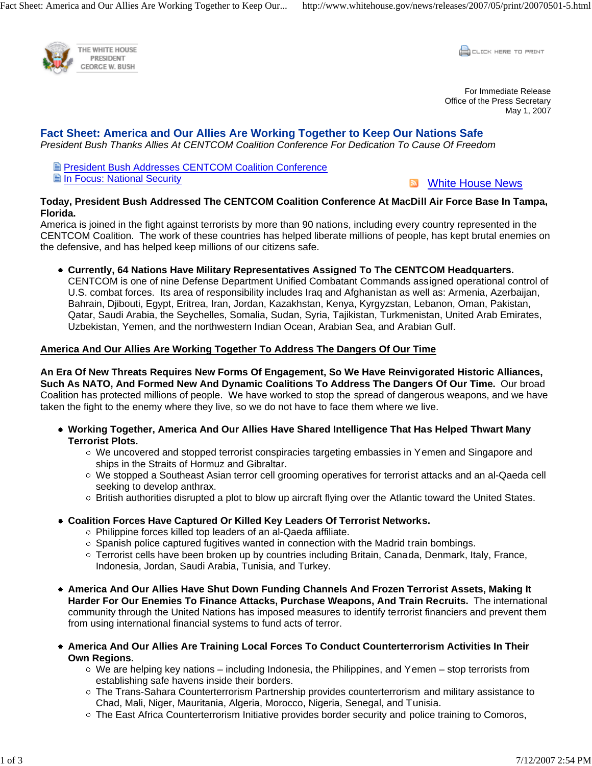For Immediate Release
Office of the Press Secretary
May 1, 2007

# Fact Sheet: America and Our Allies Are Working Together to Keep Our Nations Safe

*President Bush Thanks Allies At CENTCOM Coalition Conference For Dedication To Cause Of Freedom*

- President Bush Addresses CENTCOM Coalition Conference
- In Focus: National Security

White House News

**Today, President Bush Addressed The CENTCOM Coalition Conference At MacDill Air Force Base In Tampa, Florida.**
America is joined in the fight against terrorists by more than 90 nations, including every country represented in the CENTCOM Coalition. The work of these countries has helped liberate millions of people, has kept brutal enemies on the defensive, and has helped keep millions of our citizens safe.

- **Currently, 64 Nations Have Military Representatives Assigned To The CENTCOM Headquarters.** CENTCOM is one of nine Defense Department Unified Combatant Commands assigned operational control of U.S. combat forces. Its area of responsibility includes Iraq and Afghanistan as well as: Armenia, Azerbaijan, Bahrain, Djibouti, Egypt, Eritrea, Iran, Jordan, Kazakhstan, Kenya, Kyrgyzstan, Lebanon, Oman, Pakistan, Qatar, Saudi Arabia, the Seychelles, Somalia, Sudan, Syria, Tajikistan, Turkmenistan, United Arab Emirates, Uzbekistan, Yemen, and the northwestern Indian Ocean, Arabian Sea, and Arabian Gulf.

## America And Our Allies Are Working Together To Address The Dangers Of Our Time

**An Era Of New Threats Requires New Forms Of Engagement, So We Have Reinvigorated Historic Alliances, Such As NATO, And Formed New And Dynamic Coalitions To Address The Dangers Of Our Time.** Our broad Coalition has protected millions of people. We have worked to stop the spread of dangerous weapons, and we have taken the fight to the enemy where they live, so we do not have to face them where we live.

- **Working Together, America And Our Allies Have Shared Intelligence That Has Helped Thwart Many Terrorist Plots.**
  - We uncovered and stopped terrorist conspiracies targeting embassies in Yemen and Singapore and ships in the Straits of Hormuz and Gibraltar.
  - We stopped a Southeast Asian terror cell grooming operatives for terrorist attacks and an al-Qaeda cell seeking to develop anthrax.
  - British authorities disrupted a plot to blow up aircraft flying over the Atlantic toward the United States.

- **Coalition Forces Have Captured Or Killed Key Leaders Of Terrorist Networks.**
  - Philippine forces killed top leaders of an al-Qaeda affiliate.
  - Spanish police captured fugitives wanted in connection with the Madrid train bombings.
  - Terrorist cells have been broken up by countries including Britain, Canada, Denmark, Italy, France, Indonesia, Jordan, Saudi Arabia, Tunisia, and Turkey.

- **America And Our Allies Have Shut Down Funding Channels And Frozen Terrorist Assets, Making It Harder For Our Enemies To Finance Attacks, Purchase Weapons, And Train Recruits.** The international community through the United Nations has imposed measures to identify terrorist financiers and prevent them from using international financial systems to fund acts of terror.

- **America And Our Allies Are Training Local Forces To Conduct Counterterrorism Activities In Their Own Regions.**
  - We are helping key nations – including Indonesia, the Philippines, and Yemen – stop terrorists from establishing safe havens inside their borders.
  - The Trans-Sahara Counterterrorism Partnership provides counterterrorism and military assistance to Chad, Mali, Niger, Mauritania, Algeria, Morocco, Nigeria, Senegal, and Tunisia.
  - The East Africa Counterterrorism Initiative provides border security and police training to Comoros,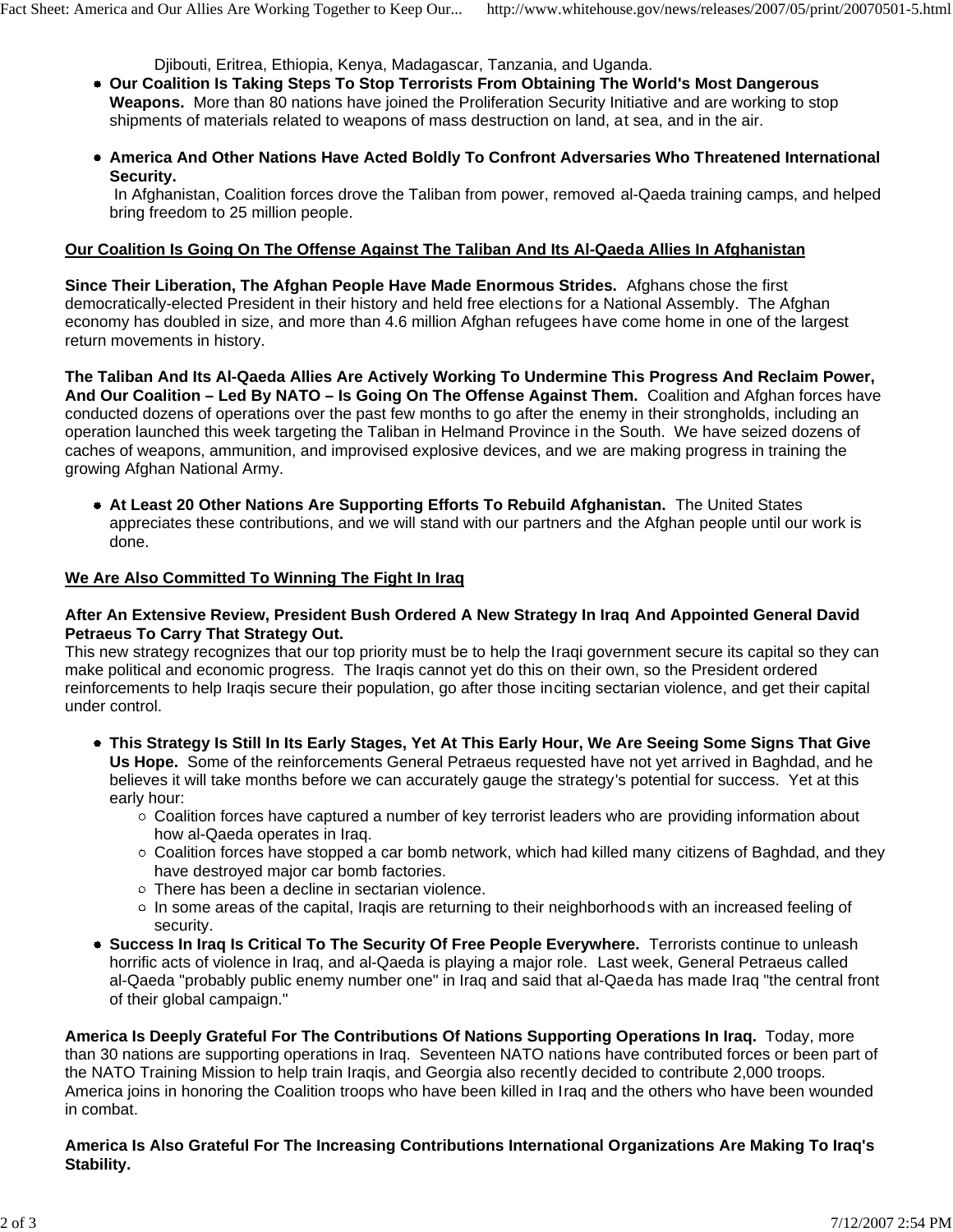Djibouti, Eritrea, Ethiopia, Kenya, Madagascar, Tanzania, and Uganda.

- **Our Coalition Is Taking Steps To Stop Terrorists From Obtaining The World's Most Dangerous Weapons.** More than 80 nations have joined the Proliferation Security Initiative and are working to stop shipments of materials related to weapons of mass destruction on land, at sea, and in the air.

- **America And Other Nations Have Acted Boldly To Confront Adversaries Who Threatened International Security.**
 In Afghanistan, Coalition forces drove the Taliban from power, removed al-Qaeda training camps, and helped bring freedom to 25 million people.

**<u>Our Coalition Is Going On The Offense Against The Taliban And Its Al-Qaeda Allies In Afghanistan</u>**

**Since Their Liberation, The Afghan People Have Made Enormous Strides.** Afghans chose the first democratically-elected President in their history and held free elections for a National Assembly. The Afghan economy has doubled in size, and more than 4.6 million Afghan refugees have come home in one of the largest return movements in history.

**The Taliban And Its Al-Qaeda Allies Are Actively Working To Undermine This Progress And Reclaim Power, And Our Coalition – Led By NATO – Is Going On The Offense Against Them.** Coalition and Afghan forces have conducted dozens of operations over the past few months to go after the enemy in their strongholds, including an operation launched this week targeting the Taliban in Helmand Province in the South. We have seized dozens of caches of weapons, ammunition, and improvised explosive devices, and we are making progress in training the growing Afghan National Army.

- **At Least 20 Other Nations Are Supporting Efforts To Rebuild Afghanistan.** The United States appreciates these contributions, and we will stand with our partners and the Afghan people until our work is done.

**<u>We Are Also Committed To Winning The Fight In Iraq</u>**

**After An Extensive Review, President Bush Ordered A New Strategy In Iraq And Appointed General David Petraeus To Carry That Strategy Out.**
This new strategy recognizes that our top priority must be to help the Iraqi government secure its capital so they can make political and economic progress. The Iraqis cannot yet do this on their own, so the President ordered reinforcements to help Iraqis secure their population, go after those inciting sectarian violence, and get their capital under control.

- **This Strategy Is Still In Its Early Stages, Yet At This Early Hour, We Are Seeing Some Signs That Give Us Hope.** Some of the reinforcements General Petraeus requested have not yet arrived in Baghdad, and he believes it will take months before we can accurately gauge the strategy's potential for success. Yet at this early hour:
  - Coalition forces have captured a number of key terrorist leaders who are providing information about how al-Qaeda operates in Iraq.
  - Coalition forces have stopped a car bomb network, which had killed many citizens of Baghdad, and they have destroyed major car bomb factories.
  - There has been a decline in sectarian violence.
  - In some areas of the capital, Iraqis are returning to their neighborhoods with an increased feeling of security.
- **Success In Iraq Is Critical To The Security Of Free People Everywhere.** Terrorists continue to unleash horrific acts of violence in Iraq, and al-Qaeda is playing a major role. Last week, General Petraeus called al-Qaeda "probably public enemy number one" in Iraq and said that al-Qaeda has made Iraq "the central front of their global campaign."

**America Is Deeply Grateful For The Contributions Of Nations Supporting Operations In Iraq.** Today, more than 30 nations are supporting operations in Iraq. Seventeen NATO nations have contributed forces or been part of the NATO Training Mission to help train Iraqis, and Georgia also recently decided to contribute 2,000 troops. America joins in honoring the Coalition troops who have been killed in Iraq and the others who have been wounded in combat.

**America Is Also Grateful For The Increasing Contributions International Organizations Are Making To Iraq's Stability.**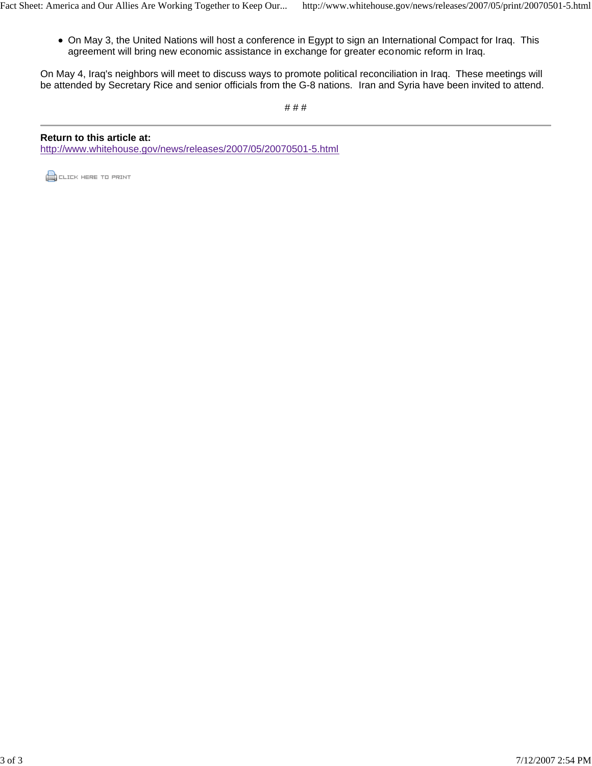- On May 3, the United Nations will host a conference in Egypt to sign an International Compact for Iraq. This agreement will bring new economic assistance in exchange for greater economic reform in Iraq.

On May 4, Iraq's neighbors will meet to discuss ways to promote political reconciliation in Iraq. These meetings will be attended by Secretary Rice and senior officials from the G-8 nations. Iran and Syria have been invited to attend.

# # #

---

**Return to this article at:**
http://www.whitehouse.gov/news/releases/2007/05/20070501-5.html

CLICK HERE TO PRINT